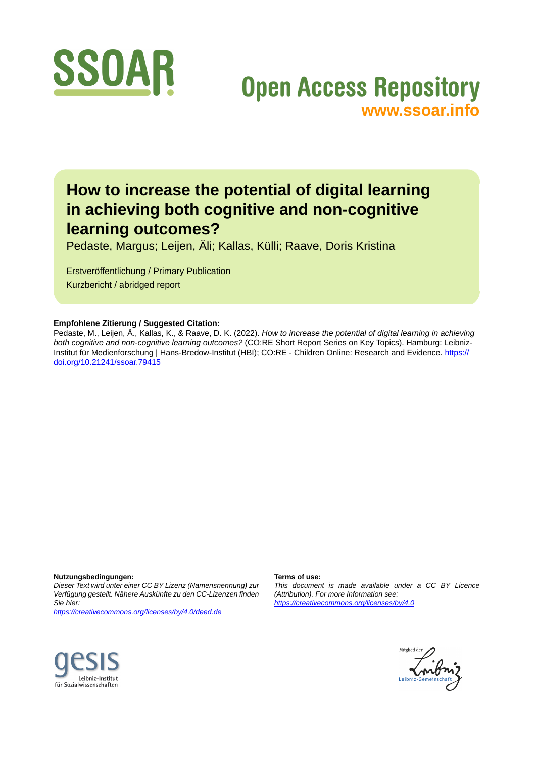SSOAR

Open Access Repository
www.ssoar.info

# How to increase the potential of digital learning in achieving both cognitive and non-cognitive learning outcomes?

Pedaste, Margus; Leijen, Äli; Kallas, Külli; Raave, Doris Kristina

Erstveröffentlichung / Primary Publication
Kurzbericht / abridged report

**Empfohlene Zitierung / Suggested Citation:**
Pedaste, M., Leijen, Ä., Kallas, K., & Raave, D. K. (2022). *How to increase the potential of digital learning in achieving both cognitive and non-cognitive learning outcomes?* (CO:RE Short Report Series on Key Topics). Hamburg: Leibniz-Institut für Medienforschung | Hans-Bredow-Institut (HBI); CO:RE - Children Online: Research and Evidence. https://doi.org/10.21241/ssoar.79415

**Nutzungsbedingungen:**
*Dieser Text wird unter einer CC BY Lizenz (Namensnennung) zur Verfügung gestellt. Nähere Auskünfte zu den CC-Lizenzen finden Sie hier:*
*https://creativecommons.org/licenses/by/4.0/deed.de*

**Terms of use:**
*This document is made available under a CC BY Licence (Attribution). For more Information see:*
*https://creativecommons.org/licenses/by/4.0*

gesis
Leibniz-Institut für Sozialwissenschaften

Mitglied der Leibniz-Gemeinschaft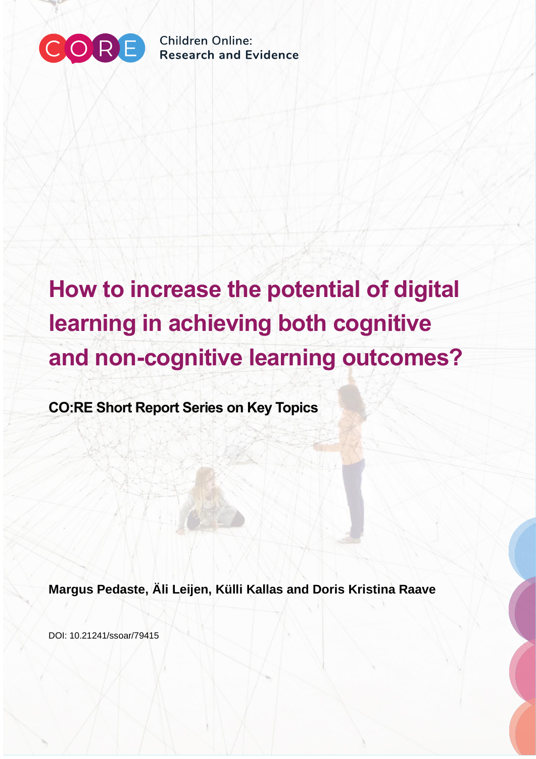Children Online: Research and Evidence

# How to increase the potential of digital learning in achieving both cognitive and non-cognitive learning outcomes?

**CO:RE Short Report Series on Key Topics**

**Margus Pedaste, Äli Leijen, Külli Kallas and Doris Kristina Raave**

DOI: 10.21241/ssoar/79415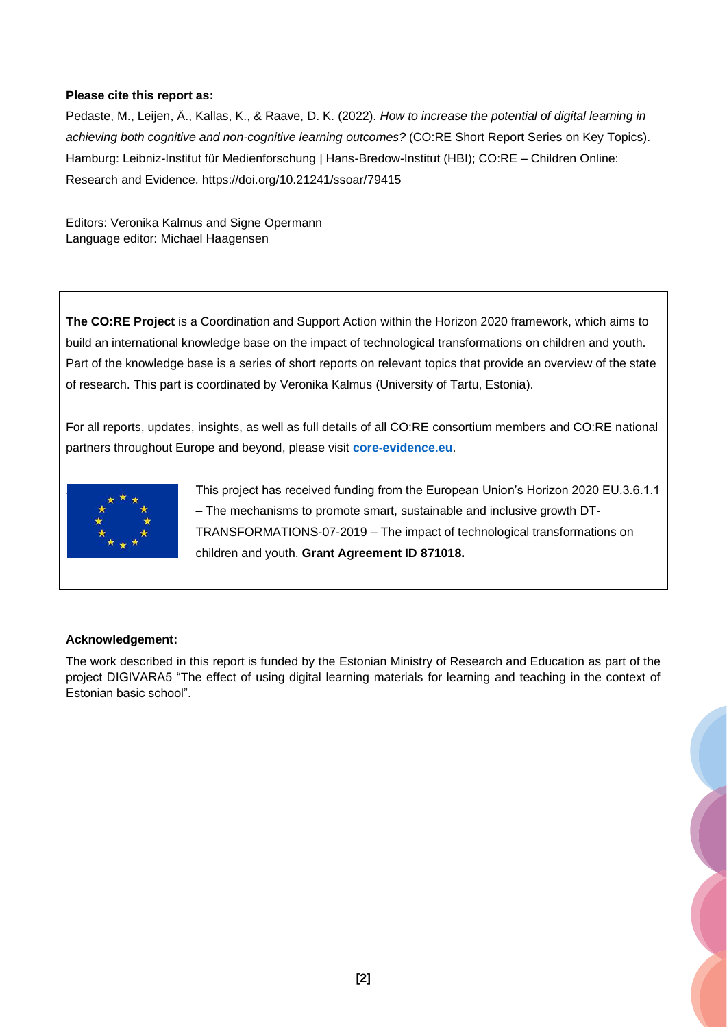**Please cite this report as:**

Pedaste, M., Leijen, Ä., Kallas, K., & Raave, D. K. (2022). *How to increase the potential of digital learning in achieving both cognitive and non-cognitive learning outcomes?* (CO:RE Short Report Series on Key Topics). Hamburg: Leibniz-Institut für Medienforschung | Hans-Bredow-Institut (HBI); CO:RE – Children Online: Research and Evidence. https://doi.org/10.21241/ssoar/79415

Editors: Veronika Kalmus and Signe Opermann
Language editor: Michael Haagensen

**The CO:RE Project** is a Coordination and Support Action within the Horizon 2020 framework, which aims to build an international knowledge base on the impact of technological transformations on children and youth. Part of the knowledge base is a series of short reports on relevant topics that provide an overview of the state of research. This part is coordinated by Veronika Kalmus (University of Tartu, Estonia).

For all reports, updates, insights, as well as full details of all CO:RE consortium members and CO:RE national partners throughout Europe and beyond, please visit **core-evidence.eu**.

This project has received funding from the European Union's Horizon 2020 EU.3.6.1.1 – The mechanisms to promote smart, sustainable and inclusive growth DT-TRANSFORMATIONS-07-2019 – The impact of technological transformations on children and youth. **Grant Agreement ID 871018.**

**Acknowledgement:**

The work described in this report is funded by the Estonian Ministry of Research and Education as part of the project DIGIVARA5 "The effect of using digital learning materials for learning and teaching in the context of Estonian basic school".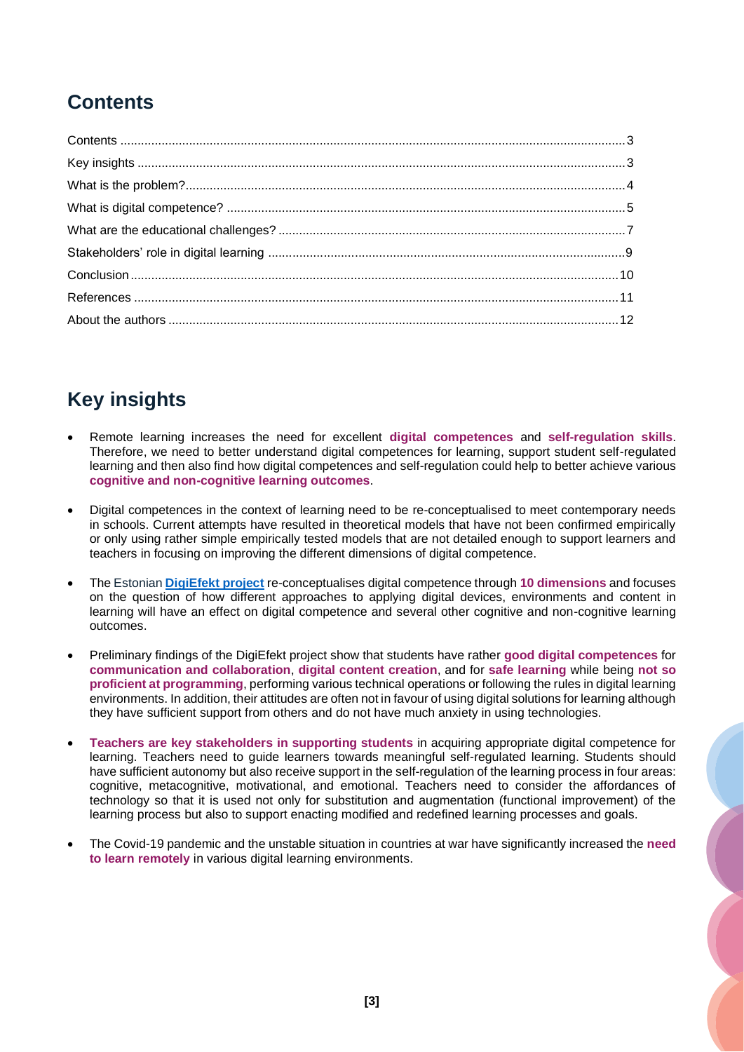## Contents

Contents .......... 3
Key insights .......... 3
What is the problem? .......... 4
What is digital competence? .......... 5
What are the educational challenges? .......... 7
Stakeholders' role in digital learning .......... 9
Conclusion .......... 10
References .......... 11
About the authors .......... 12

## Key insights

- Remote learning increases the need for excellent **digital competences** and **self-regulation skills**. Therefore, we need to better understand digital competences for learning, support student self-regulated learning and then also find how digital competences and self-regulation could help to better achieve various **cognitive and non-cognitive learning outcomes**.
- Digital competences in the context of learning need to be re-conceptualised to meet contemporary needs in schools. Current attempts have resulted in theoretical models that have not been confirmed empirically or only using rather simple empirically tested models that are not detailed enough to support learners and teachers in focusing on improving the different dimensions of digital competence.
- The Estonian **DigiEfekt project** re-conceptualises digital competence through **10 dimensions** and focuses on the question of how different approaches to applying digital devices, environments and content in learning will have an effect on digital competence and several other cognitive and non-cognitive learning outcomes.
- Preliminary findings of the DigiEfekt project show that students have rather **good digital competences** for **communication and collaboration**, **digital content creation**, and for **safe learning** while being **not so proficient at programming**, performing various technical operations or following the rules in digital learning environments. In addition, their attitudes are often not in favour of using digital solutions for learning although they have sufficient support from others and do not have much anxiety in using technologies.
- **Teachers are key stakeholders in supporting students** in acquiring appropriate digital competence for learning. Teachers need to guide learners towards meaningful self-regulated learning. Students should have sufficient autonomy but also receive support in the self-regulation of the learning process in four areas: cognitive, metacognitive, motivational, and emotional. Teachers need to consider the affordances of technology so that it is used not only for substitution and augmentation (functional improvement) of the learning process but also to support enacting modified and redefined learning processes and goals.
- The Covid-19 pandemic and the unstable situation in countries at war have significantly increased the **need to learn remotely** in various digital learning environments.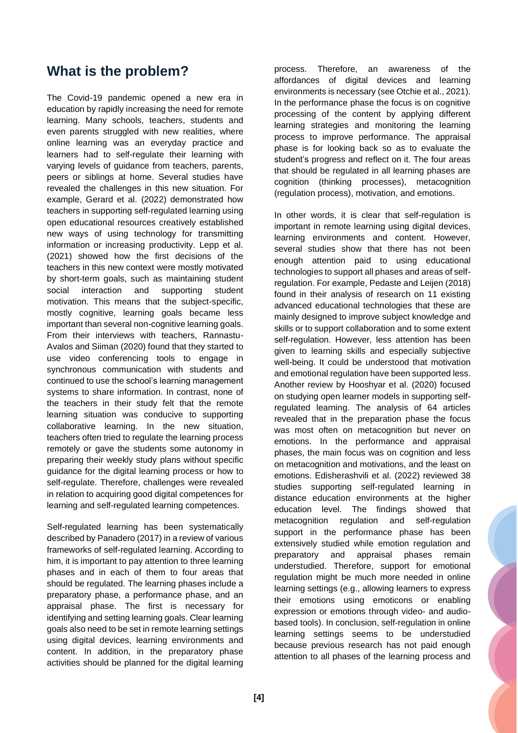## What is the problem?

The Covid-19 pandemic opened a new era in education by rapidly increasing the need for remote learning. Many schools, teachers, students and even parents struggled with new realities, where online learning was an everyday practice and learners had to self-regulate their learning with varying levels of guidance from teachers, parents, peers or siblings at home. Several studies have revealed the challenges in this new situation. For example, Gerard et al. (2022) demonstrated how teachers in supporting self-regulated learning using open educational resources creatively established new ways of using technology for transmitting information or increasing productivity. Lepp et al. (2021) showed how the first decisions of the teachers in this new context were mostly motivated by short-term goals, such as maintaining student social interaction and supporting student motivation. This means that the subject-specific, mostly cognitive, learning goals became less important than several non-cognitive learning goals. From their interviews with teachers, Rannastu-Avalos and Siiman (2020) found that they started to use video conferencing tools to engage in synchronous communication with students and continued to use the school's learning management systems to share information. In contrast, none of the teachers in their study felt that the remote learning situation was conducive to supporting collaborative learning. In the new situation, teachers often tried to regulate the learning process remotely or gave the students some autonomy in preparing their weekly study plans without specific guidance for the digital learning process or how to self-regulate. Therefore, challenges were revealed in relation to acquiring good digital competences for learning and self-regulated learning competences.

Self-regulated learning has been systematically described by Panadero (2017) in a review of various frameworks of self-regulated learning. According to him, it is important to pay attention to three learning phases and in each of them to four areas that should be regulated. The learning phases include a preparatory phase, a performance phase, and an appraisal phase. The first is necessary for identifying and setting learning goals. Clear learning goals also need to be set in remote learning settings using digital devices, learning environments and content. In addition, in the preparatory phase activities should be planned for the digital learning process. Therefore, an awareness of the affordances of digital devices and learning environments is necessary (see Otchie et al., 2021). In the performance phase the focus is on cognitive processing of the content by applying different learning strategies and monitoring the learning process to improve performance. The appraisal phase is for looking back so as to evaluate the student's progress and reflect on it. The four areas that should be regulated in all learning phases are cognition (thinking processes), metacognition (regulation process), motivation, and emotions.

In other words, it is clear that self-regulation is important in remote learning using digital devices, learning environments and content. However, several studies show that there has not been enough attention paid to using educational technologies to support all phases and areas of self-regulation. For example, Pedaste and Leijen (2018) found in their analysis of research on 11 existing advanced educational technologies that these are mainly designed to improve subject knowledge and skills or to support collaboration and to some extent self-regulation. However, less attention has been given to learning skills and especially subjective well-being. It could be understood that motivation and emotional regulation have been supported less. Another review by Hooshyar et al. (2020) focused on studying open learner models in supporting self-regulated learning. The analysis of 64 articles revealed that in the preparation phase the focus was most often on metacognition but never on emotions. In the performance and appraisal phases, the main focus was on cognition and less on metacognition and motivations, and the least on emotions. Edisherashvili et al. (2022) reviewed 38 studies supporting self-regulated learning in distance education environments at the higher education level. The findings showed that metacognition regulation and self-regulation support in the performance phase has been extensively studied while emotion regulation and preparatory and appraisal phases remain understudied. Therefore, support for emotional regulation might be much more needed in online learning settings (e.g., allowing learners to express their emotions using emoticons or enabling expression or emotions through video- and audio-based tools). In conclusion, self-regulation in online learning settings seems to be understudied because previous research has not paid enough attention to all phases of the learning process and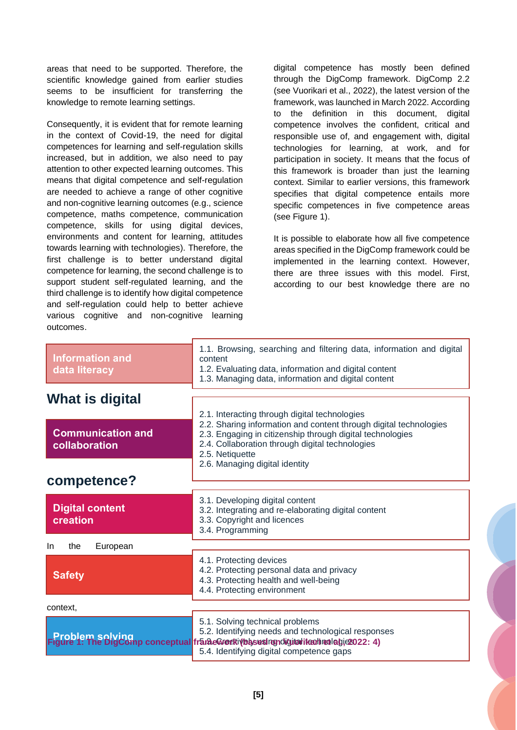areas that need to be supported. Therefore, the scientific knowledge gained from earlier studies seems to be insufficient for transferring the knowledge to remote learning settings.

Consequently, it is evident that for remote learning in the context of Covid-19, the need for digital competences for learning and self-regulation skills increased, but in addition, we also need to pay attention to other expected learning outcomes. This means that digital competence and self-regulation are needed to achieve a range of other cognitive and non-cognitive learning outcomes (e.g., science competence, maths competence, communication competence, skills for using digital devices, environments and content for learning, attitudes towards learning with technologies). Therefore, the first challenge is to better understand digital competence for learning, the second challenge is to support student self-regulated learning, and the third challenge is to identify how digital competence and self-regulation could help to better achieve various cognitive and non-cognitive learning outcomes.

## What is digital competence?

In the European context, digital competence has mostly been defined through the DigComp framework. DigComp 2.2 (see Vuorikari et al., 2022), the latest version of the framework, was launched in March 2022. According to the definition in this document, digital competence involves the confident, critical and responsible use of, and engagement with, digital technologies for learning, at work, and for participation in society. It means that the focus of this framework is broader than just the learning context. Similar to earlier versions, this framework specifies that digital competence entails more specific competences in five competence areas (see Figure 1).

It is possible to elaborate how all five competence areas specified in the DigComp framework could be implemented in the learning context. However, there are three issues with this model. First, according to our best knowledge there are no

| Competence area | Competences |
|---|---|
| **Information and data literacy** | 1.1. Browsing, searching and filtering data, information and digital content<br>1.2. Evaluating data, information and digital content<br>1.3. Managing data, information and digital content |
| **Communication and collaboration** | 2.1. Interacting through digital technologies<br>2.2. Sharing information and content through digital technologies<br>2.3. Engaging in citizenship through digital technologies<br>2.4. Collaboration through digital technologies<br>2.5. Netiquette<br>2.6. Managing digital identity |
| **Digital content creation** | 3.1. Developing digital content<br>3.2. Integrating and re-elaborating digital content<br>3.3. Copyright and licences<br>3.4. Programming |
| **Safety** | 4.1. Protecting devices<br>4.2. Protecting personal data and privacy<br>4.3. Protecting health and well-being<br>4.4. Protecting environment |
| **Problem solving** | 5.1. Solving technical problems<br>5.2. Identifying needs and technological responses<br>5.3. Creatively using digital technologies<br>5.4. Identifying digital competence gaps |

**Figure 1: The DigComp conceptual framework (based on Vuorikari et al., 2022: 4)**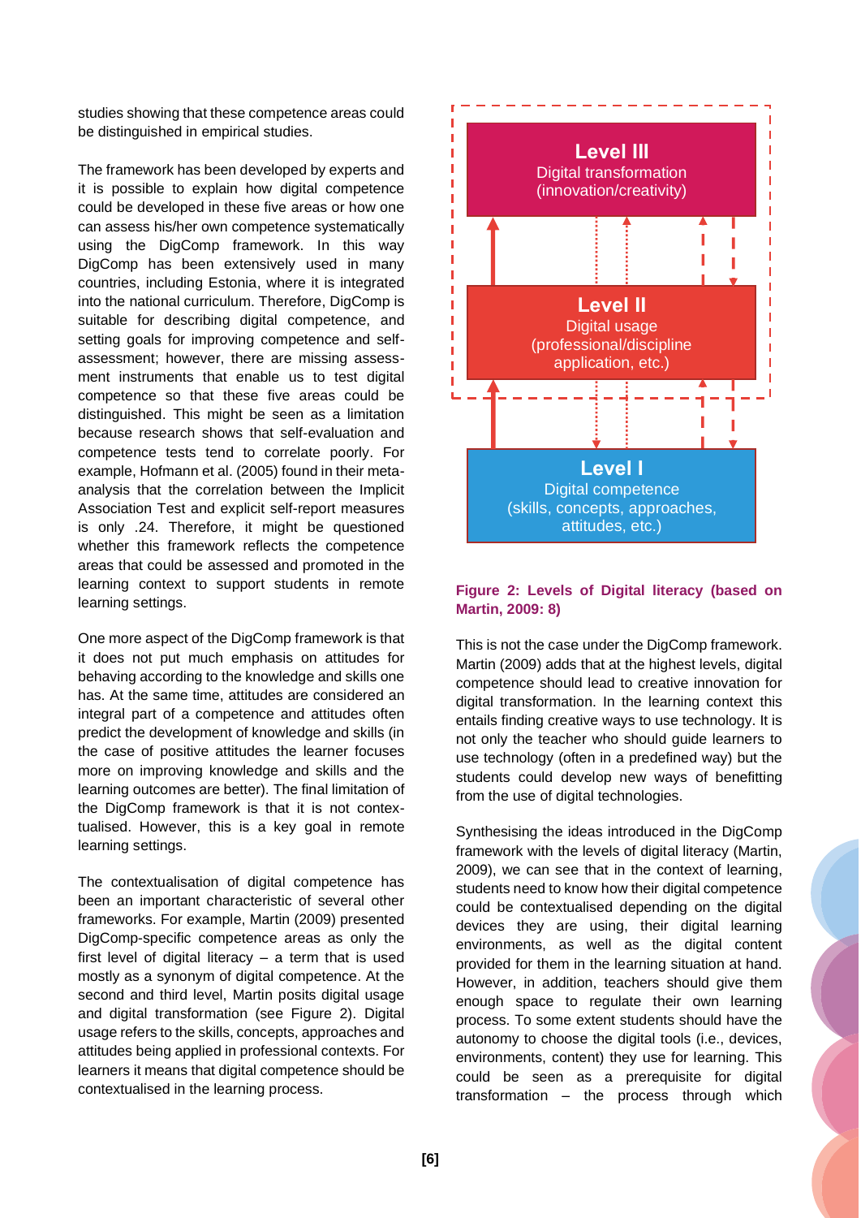studies showing that these competence areas could be distinguished in empirical studies.

The framework has been developed by experts and it is possible to explain how digital competence could be developed in these five areas or how one can assess his/her own competence systematically using the DigComp framework. In this way DigComp has been extensively used in many countries, including Estonia, where it is integrated into the national curriculum. Therefore, DigComp is suitable for describing digital competence, and setting goals for improving competence and self-assessment; however, there are missing assessment instruments that enable us to test digital competence so that these five areas could be distinguished. This might be seen as a limitation because research shows that self-evaluation and competence tests tend to correlate poorly. For example, Hofmann et al. (2005) found in their meta-analysis that the correlation between the Implicit Association Test and explicit self-report measures is only .24. Therefore, it might be questioned whether this framework reflects the competence areas that could be assessed and promoted in the learning context to support students in remote learning settings.

One more aspect of the DigComp framework is that it does not put much emphasis on attitudes for behaving according to the knowledge and skills one has. At the same time, attitudes are considered an integral part of a competence and attitudes often predict the development of knowledge and skills (in the case of positive attitudes the learner focuses more on improving knowledge and skills and the learning outcomes are better). The final limitation of the DigComp framework is that it is not contextualised. However, this is a key goal in remote learning settings.

The contextualisation of digital competence has been an important characteristic of several other frameworks. For example, Martin (2009) presented DigComp-specific competence areas as only the first level of digital literacy – a term that is used mostly as a synonym of digital competence. At the second and third level, Martin posits digital usage and digital transformation (see Figure 2). Digital usage refers to the skills, concepts, approaches and attitudes being applied in professional contexts. For learners it means that digital competence should be contextualised in the learning process.

**Level III**
Digital transformation
(innovation/creativity)

**Level II**
Digital usage
(professional/discipline application, etc.)

**Level I**
Digital competence
(skills, concepts, approaches, attitudes, etc.)

**Figure 2: Levels of Digital literacy (based on Martin, 2009: 8)**

This is not the case under the DigComp framework. Martin (2009) adds that at the highest levels, digital competence should lead to creative innovation for digital transformation. In the learning context this entails finding creative ways to use technology. It is not only the teacher who should guide learners to use technology (often in a predefined way) but the students could develop new ways of benefitting from the use of digital technologies.

Synthesising the ideas introduced in the DigComp framework with the levels of digital literacy (Martin, 2009), we can see that in the context of learning, students need to know how their digital competence could be contextualised depending on the digital devices they are using, their digital learning environments, as well as the digital content provided for them in the learning situation at hand. However, in addition, teachers should give them enough space to regulate their own learning process. To some extent students should have the autonomy to choose the digital tools (i.e., devices, environments, content) they use for learning. This could be seen as a prerequisite for digital transformation – the process through which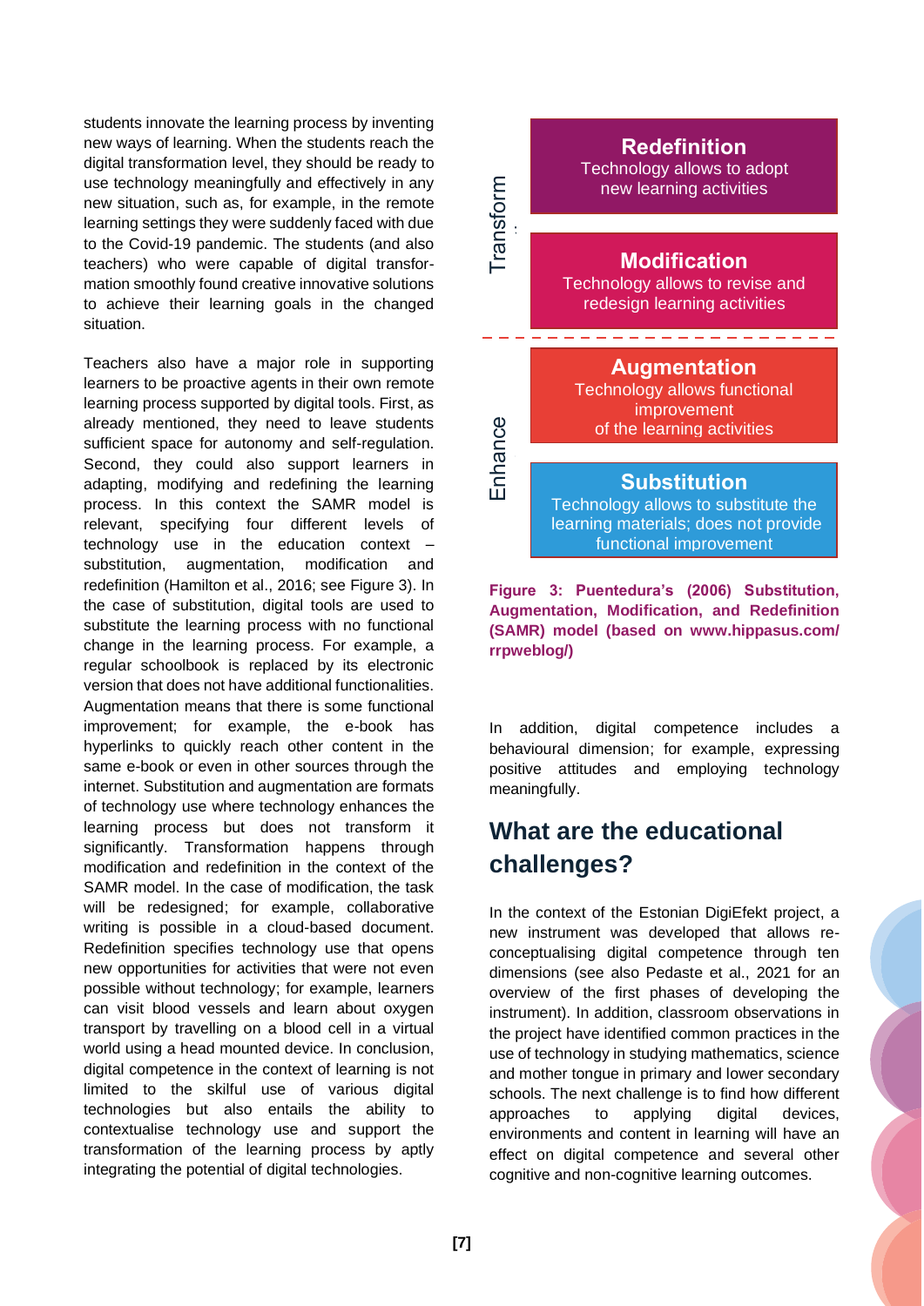students innovate the learning process by inventing new ways of learning. When the students reach the digital transformation level, they should be ready to use technology meaningfully and effectively in any new situation, such as, for example, in the remote learning settings they were suddenly faced with due to the Covid-19 pandemic. The students (and also teachers) who were capable of digital transformation smoothly found creative innovative solutions to achieve their learning goals in the changed situation.

Teachers also have a major role in supporting learners to be proactive agents in their own remote learning process supported by digital tools. First, as already mentioned, they need to leave students sufficient space for autonomy and self-regulation. Second, they could also support learners in adapting, modifying and redefining the learning process. In this context the SAMR model is relevant, specifying four different levels of technology use in the education context – substitution, augmentation, modification and redefinition (Hamilton et al., 2016; see Figure 3). In the case of substitution, digital tools are used to substitute the learning process with no functional change in the learning process. For example, a regular schoolbook is replaced by its electronic version that does not have additional functionalities. Augmentation means that there is some functional improvement; for example, the e-book has hyperlinks to quickly reach other content in the same e-book or even in other sources through the internet. Substitution and augmentation are formats of technology use where technology enhances the learning process but does not transform it significantly. Transformation happens through modification and redefinition in the context of the SAMR model. In the case of modification, the task will be redesigned; for example, collaborative writing is possible in a cloud-based document. Redefinition specifies technology use that opens new opportunities for activities that were not even possible without technology; for example, learners can visit blood vessels and learn about oxygen transport by travelling on a blood cell in a virtual world using a head mounted device. In conclusion, digital competence in the context of learning is not limited to the skilful use of various digital technologies but also entails the ability to contextualise technology use and support the transformation of the learning process by aptly integrating the potential of digital technologies.

Transform

**Redefinition**
Technology allows to adopt new learning activities

**Modification**
Technology allows to revise and redesign learning activities

Enhance

**Augmentation**
Technology allows functional improvement of the learning activities

**Substitution**
Technology allows to substitute the learning materials; does not provide functional improvement

**Figure 3: Puentedura's (2006) Substitution, Augmentation, Modification, and Redefinition (SAMR) model (based on www.hippasus.com/rrpweblog/)**

In addition, digital competence includes a behavioural dimension; for example, expressing positive attitudes and employing technology meaningfully.

## What are the educational challenges?

In the context of the Estonian DigiEfekt project, a new instrument was developed that allows re-conceptualising digital competence through ten dimensions (see also Pedaste et al., 2021 for an overview of the first phases of developing the instrument). In addition, classroom observations in the project have identified common practices in the use of technology in studying mathematics, science and mother tongue in primary and lower secondary schools. The next challenge is to find how different approaches to applying digital devices, environments and content in learning will have an effect on digital competence and several other cognitive and non-cognitive learning outcomes.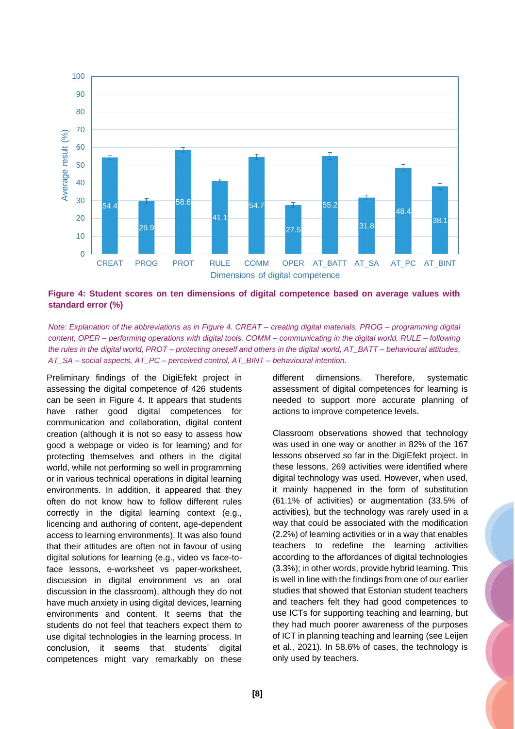**Figure 4: Student scores on ten dimensions of digital competence based on average values with standard error (%)**

*Note: Explanation of the abbreviations as in Figure 4. CREAT – creating digital materials, PROG – programming digital content, OPER – performing operations with digital tools, COMM – communicating in the digital world, RULE – following the rules in the digital world, PROT – protecting oneself and others in the digital world, AT_BATT – behavioural attitudes, AT_SA – social aspects, AT_PC – perceived control, AT_BINT – behavioural intention.*

Preliminary findings of the DigiEfekt project in assessing the digital competence of 426 students can be seen in Figure 4. It appears that students have rather good digital competences for communication and collaboration, digital content creation (although it is not so easy to assess how good a webpage or video is for learning) and for protecting themselves and others in the digital world, while not performing so well in programming or in various technical operations in digital learning environments. In addition, it appeared that they often do not know how to follow different rules correctly in the digital learning context (e.g., licencing and authoring of content, age-dependent access to learning environments). It was also found that their attitudes are often not in favour of using digital solutions for learning (e.g., video vs face-to-face lessons, e-worksheet vs paper-worksheet, discussion in digital environment vs an oral discussion in the classroom), although they do not have much anxiety in using digital devices, learning environments and content. It seems that the students do not feel that teachers expect them to use digital technologies in the learning process. In conclusion, it seems that students' digital competences might vary remarkably on these different dimensions. Therefore, systematic assessment of digital competences for learning is needed to support more accurate planning of actions to improve competence levels.

Classroom observations showed that technology was used in one way or another in 82% of the 167 lessons observed so far in the DigiEfekt project. In these lessons, 269 activities were identified where digital technology was used. However, when used, it mainly happened in the form of substitution (61.1% of activities) or augmentation (33.5% of activities), but the technology was rarely used in a way that could be associated with the modification (2.2%) of learning activities or in a way that enables teachers to redefine the learning activities according to the affordances of digital technologies (3.3%); in other words, provide hybrid learning. This is well in line with the findings from one of our earlier studies that showed that Estonian student teachers and teachers felt they had good competences to use ICTs for supporting teaching and learning, but they had much poorer awareness of the purposes of ICT in planning teaching and learning (see Leijen et al., 2021). In 58.6% of cases, the technology is only used by teachers.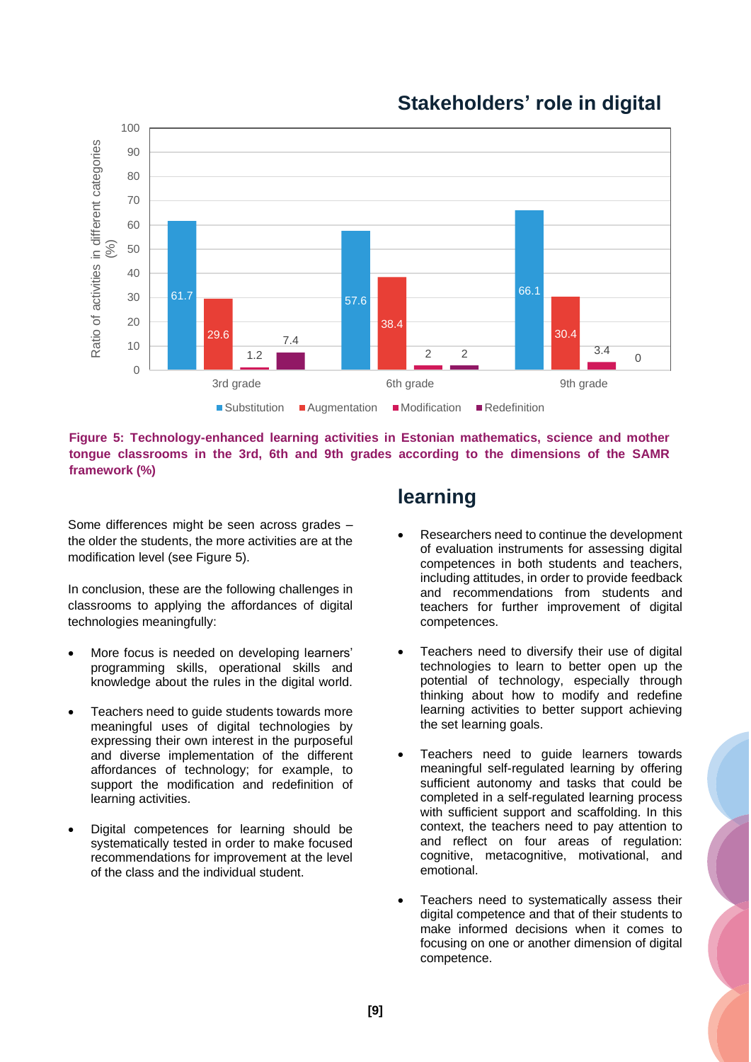Figure 5: Technology-enhanced learning activities in Estonian mathematics, science and mother tongue classrooms in the 3rd, 6th and 9th grades according to the dimensions of the SAMR framework (%)

| | Substitution | Augmentation | Modification | Redefinition |
|---|---|---|---|---|
| 3rd grade | 61.7 | 29.6 | 1.2 | 7.4 |
| 6th grade | 57.6 | 38.4 | 2 | 2 |
| 9th grade | 66.1 | 30.4 | 3.4 | 0 |

Some differences might be seen across grades – the older the students, the more activities are at the modification level (see Figure 5).

In conclusion, these are the following challenges in classrooms to applying the affordances of digital technologies meaningfully:

- More focus is needed on developing learners' programming skills, operational skills and knowledge about the rules in the digital world.
- Teachers need to guide students towards more meaningful uses of digital technologies by expressing their own interest in the purposeful and diverse implementation of the different affordances of technology; for example, to support the modification and redefinition of learning activities.
- Digital competences for learning should be systematically tested in order to make focused recommendations for improvement at the level of the class and the individual student.

## Stakeholders' role in digital learning

- Researchers need to continue the development of evaluation instruments for assessing digital competences in both students and teachers, including attitudes, in order to provide feedback and recommendations from students and teachers for further improvement of digital competences.
- Teachers need to diversify their use of digital technologies to learn to better open up the potential of technology, especially through thinking about how to modify and redefine learning activities to better support achieving the set learning goals.
- Teachers need to guide learners towards meaningful self-regulated learning by offering sufficient autonomy and tasks that could be completed in a self-regulated learning process with sufficient support and scaffolding. In this context, the teachers need to pay attention to and reflect on four areas of regulation: cognitive, metacognitive, motivational, and emotional.
- Teachers need to systematically assess their digital competence and that of their students to make informed decisions when it comes to focusing on one or another dimension of digital competence.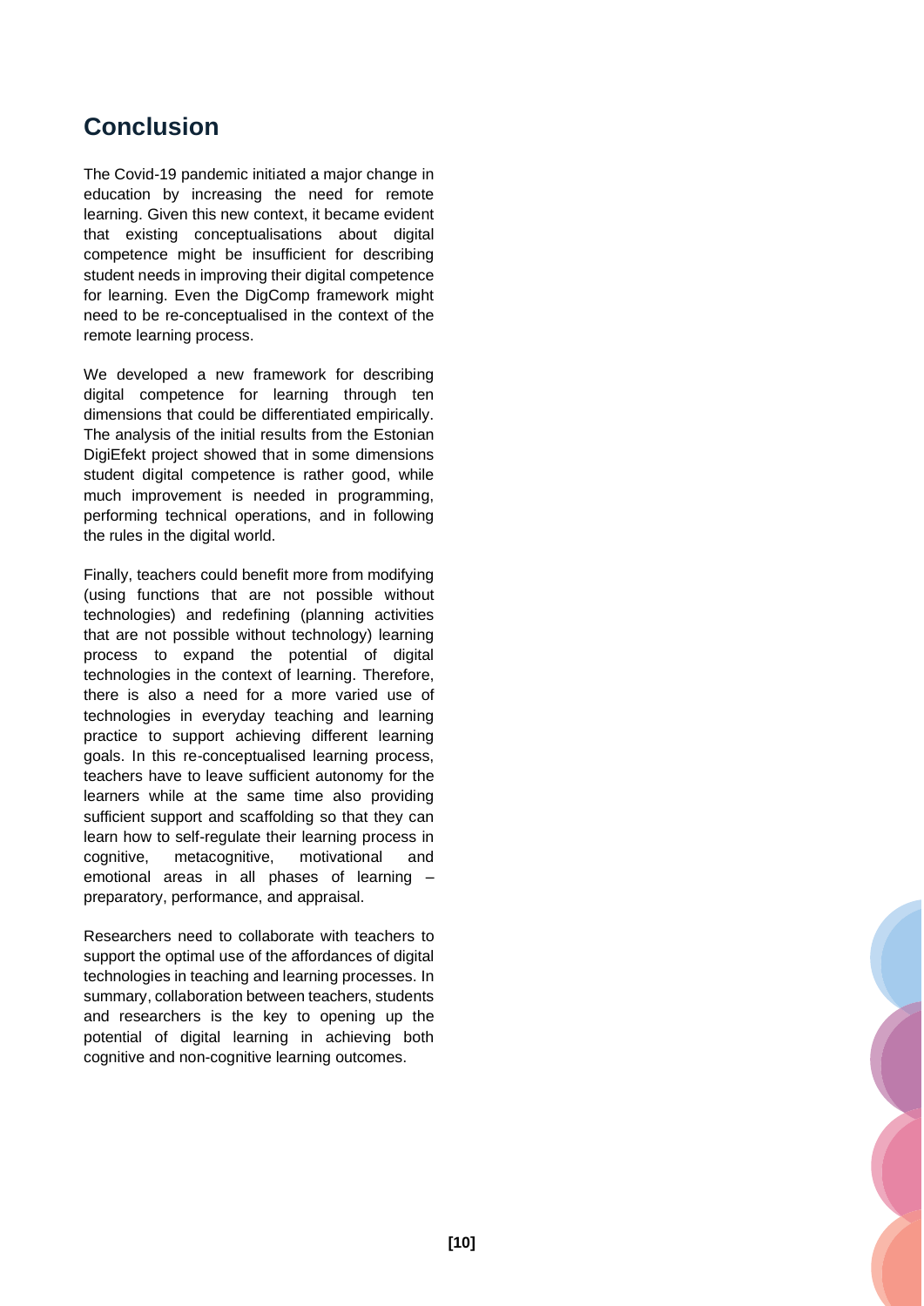## Conclusion

The Covid-19 pandemic initiated a major change in education by increasing the need for remote learning. Given this new context, it became evident that existing conceptualisations about digital competence might be insufficient for describing student needs in improving their digital competence for learning. Even the DigComp framework might need to be re-conceptualised in the context of the remote learning process.

We developed a new framework for describing digital competence for learning through ten dimensions that could be differentiated empirically. The analysis of the initial results from the Estonian DigiEfekt project showed that in some dimensions student digital competence is rather good, while much improvement is needed in programming, performing technical operations, and in following the rules in the digital world.

Finally, teachers could benefit more from modifying (using functions that are not possible without technologies) and redefining (planning activities that are not possible without technology) learning process to expand the potential of digital technologies in the context of learning. Therefore, there is also a need for a more varied use of technologies in everyday teaching and learning practice to support achieving different learning goals. In this re-conceptualised learning process, teachers have to leave sufficient autonomy for the learners while at the same time also providing sufficient support and scaffolding so that they can learn how to self-regulate their learning process in cognitive, metacognitive, motivational and emotional areas in all phases of learning – preparatory, performance, and appraisal.

Researchers need to collaborate with teachers to support the optimal use of the affordances of digital technologies in teaching and learning processes. In summary, collaboration between teachers, students and researchers is the key to opening up the potential of digital learning in achieving both cognitive and non-cognitive learning outcomes.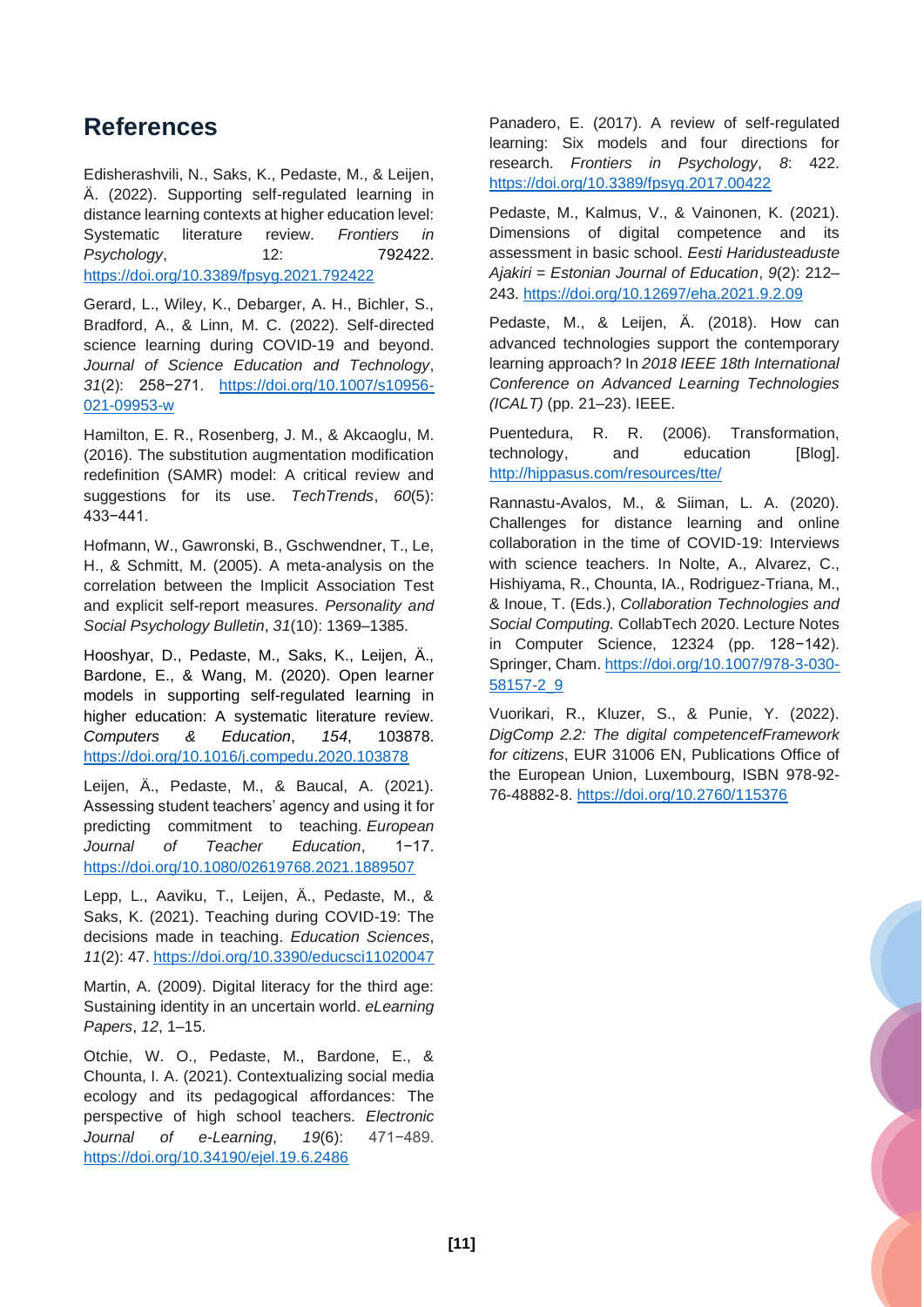## References

Edisherashvili, N., Saks, K., Pedaste, M., & Leijen, Ä. (2022). Supporting self-regulated learning in distance learning contexts at higher education level: Systematic literature review. *Frontiers in Psychology*, 12: 792422. https://doi.org/10.3389/fpsyg.2021.792422

Gerard, L., Wiley, K., Debarger, A. H., Bichler, S., Bradford, A., & Linn, M. C. (2022). Self-directed science learning during COVID-19 and beyond. *Journal of Science Education and Technology*, *31*(2): 258−271. https://doi.org/10.1007/s10956-021-09953-w

Hamilton, E. R., Rosenberg, J. M., & Akcaoglu, M. (2016). The substitution augmentation modification redefinition (SAMR) model: A critical review and suggestions for its use. *TechTrends*, *60*(5): 433−441.

Hofmann, W., Gawronski, B., Gschwendner, T., Le, H., & Schmitt, M. (2005). A meta-analysis on the correlation between the Implicit Association Test and explicit self-report measures. *Personality and Social Psychology Bulletin*, *31*(10): 1369–1385.

Hooshyar, D., Pedaste, M., Saks, K., Leijen, Ä., Bardone, E., & Wang, M. (2020). Open learner models in supporting self-regulated learning in higher education: A systematic literature review. *Computers & Education*, *154*, 103878. https://doi.org/10.1016/j.compedu.2020.103878

Leijen, Ä., Pedaste, M., & Baucal, A. (2021). Assessing student teachers' agency and using it for predicting commitment to teaching. *European Journal of Teacher Education*, 1−17. https://doi.org/10.1080/02619768.2021.1889507

Lepp, L., Aaviku, T., Leijen, Ä., Pedaste, M., & Saks, K. (2021). Teaching during COVID-19: The decisions made in teaching. *Education Sciences*, *11*(2): 47. https://doi.org/10.3390/educsci11020047

Martin, A. (2009). Digital literacy for the third age: Sustaining identity in an uncertain world. *eLearning Papers*, *12*, 1–15.

Otchie, W. O., Pedaste, M., Bardone, E., & Chounta, I. A. (2021). Contextualizing social media ecology and its pedagogical affordances: The perspective of high school teachers. *Electronic Journal of e-Learning*, *19*(6): 471−489. https://doi.org/10.34190/ejel.19.6.2486

Panadero, E. (2017). A review of self-regulated learning: Six models and four directions for research. *Frontiers in Psychology*, *8*: 422. https://doi.org/10.3389/fpsyg.2017.00422

Pedaste, M., Kalmus, V., & Vainonen, K. (2021). Dimensions of digital competence and its assessment in basic school. *Eesti Haridusteaduste Ajakiri = Estonian Journal of Education*, *9*(2): 212–243. https://doi.org/10.12697/eha.2021.9.2.09

Pedaste, M., & Leijen, Ä. (2018). How can advanced technologies support the contemporary learning approach? In *2018 IEEE 18th International Conference on Advanced Learning Technologies (ICALT)* (pp. 21–23). IEEE.

Puentedura, R. R. (2006). Transformation, technology, and education [Blog]. http://hippasus.com/resources/tte/

Rannastu-Avalos, M., & Siiman, L. A. (2020). Challenges for distance learning and online collaboration in the time of COVID-19: Interviews with science teachers. In Nolte, A., Alvarez, C., Hishiyama, R., Chounta, IA., Rodriguez-Triana, M., & Inoue, T. (Eds.), *Collaboration Technologies and Social Computing.* CollabTech 2020. Lecture Notes in Computer Science, 12324 (pp. 128−142). Springer, Cham. https://doi.org/10.1007/978-3-030-58157-2_9

Vuorikari, R., Kluzer, S., & Punie, Y. (2022). *DigComp 2.2: The digital competencefFramework for citizens*, EUR 31006 EN, Publications Office of the European Union, Luxembourg, ISBN 978-92-76-48882-8. https://doi.org/10.2760/115376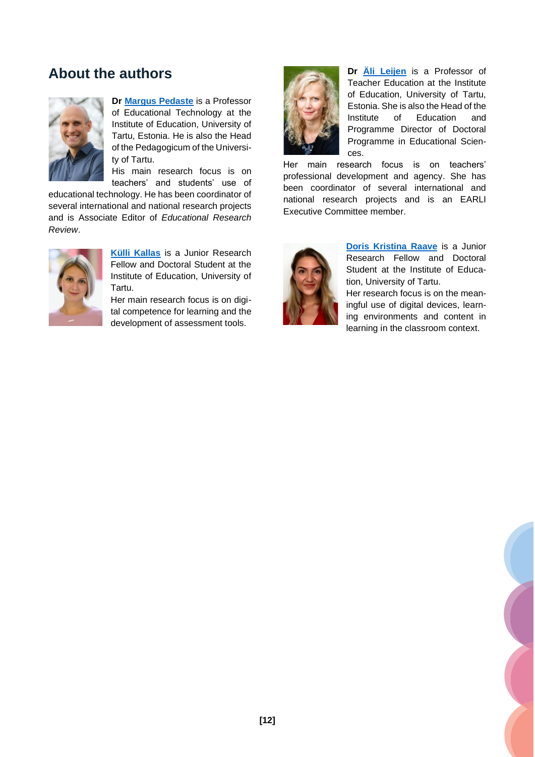## About the authors

**Dr Margus Pedaste** is a Professor of Educational Technology at the Institute of Education, University of Tartu, Estonia. He is also the Head of the Pedagogicum of the University of Tartu.

His main research focus is on teachers' and students' use of educational technology. He has been coordinator of several international and national research projects and is Associate Editor of *Educational Research Review*.

**Külli Kallas** is a Junior Research Fellow and Doctoral Student at the Institute of Education, University of Tartu.

Her main research focus is on digital competence for learning and the development of assessment tools.

**Dr Äli Leijen** is a Professor of Teacher Education at the Institute of Education, University of Tartu, Estonia. She is also the Head of the Institute of Education and Programme Director of Doctoral Programme in Educational Sciences.

Her main research focus is on teachers' professional development and agency. She has been coordinator of several international and national research projects and is an EARLI Executive Committee member.

**Doris Kristina Raave** is a Junior Research Fellow and Doctoral Student at the Institute of Education, University of Tartu.

Her research focus is on the meaningful use of digital devices, learning environments and content in learning in the classroom context.